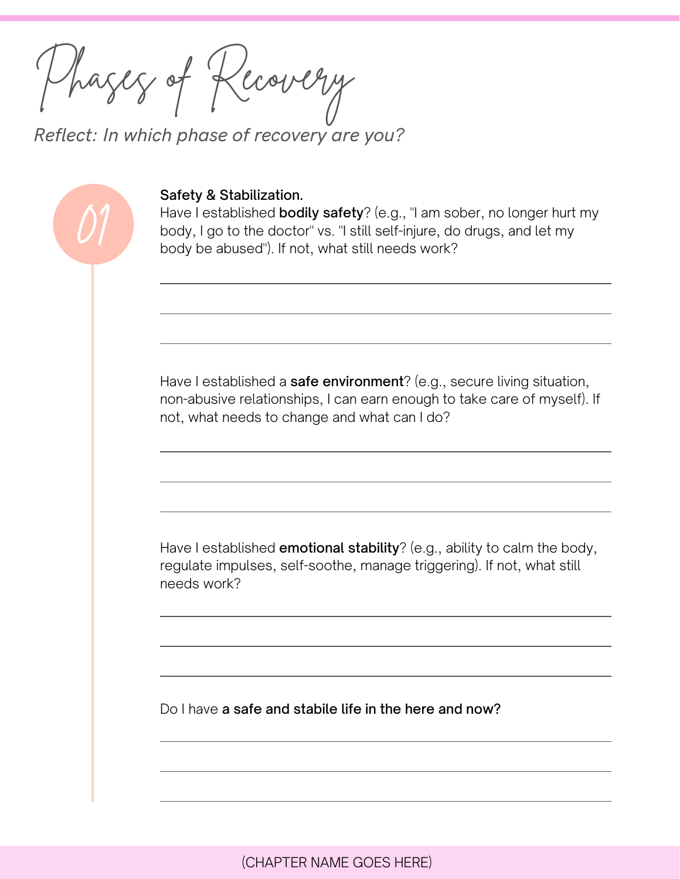# Phases of Recovery

*Reflect: In which phase of recovery are you?*

## 01

**Safety & Stabilization.**

Have I established **bodily safety**? (e.g., "I am sober, no longer hurt my body, I go to the doctor" vs. "I still self-injure, do drugs, and let my body be abused"). If not, what still needs work?

Have I established a **safe environment**? (e.g., secure living situation, non-abusive relationships, I can earn enough to take care of myself). If not, what needs to change and what can I do?

Have I established **emotional stability**? (e.g., ability to calm the body, regulate impulses, self-soothe, manage triggering). If not, what still needs work?

Do I have **a safe and stabile life in the here and now?**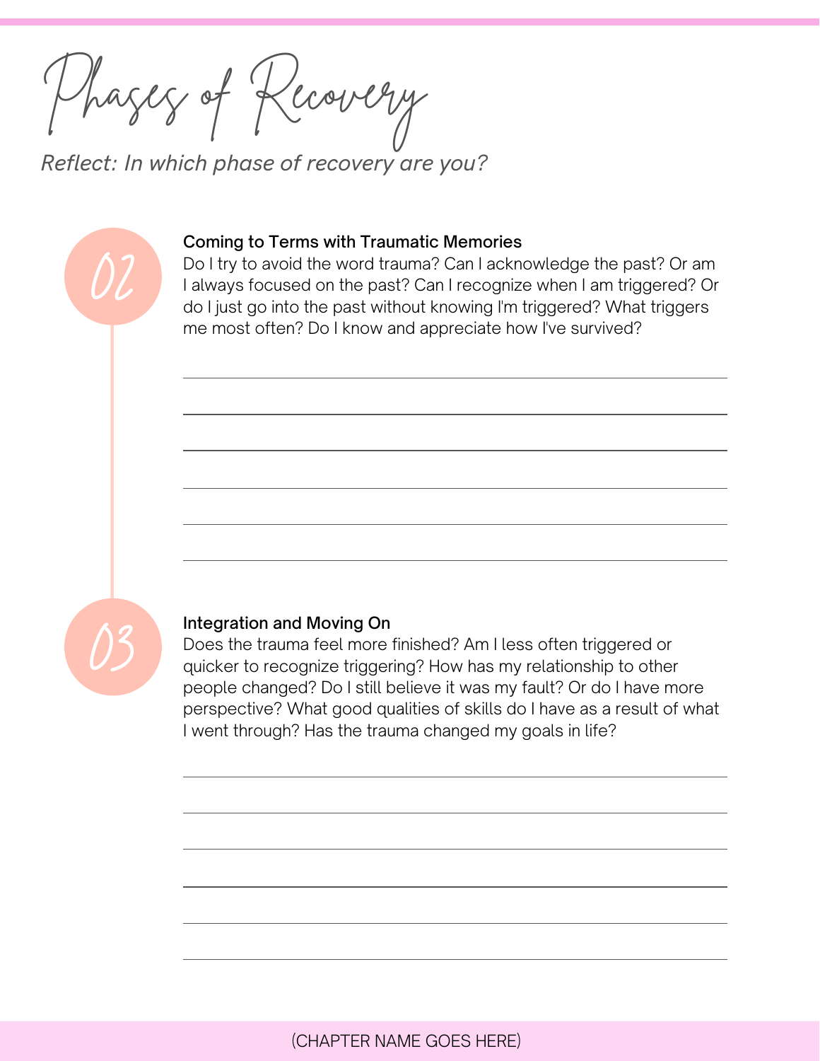# Phases of Recovery

*Reflect: In which phase of recovery are you?*

## 02

**Coming to Terms with Traumatic Memories**

Do I try to avoid the word trauma? Can I acknowledge the past? Or am I always focused on the past? Can I recognize when I am triggered? Or do I just go into the past without knowing I'm triggered? What triggers me most often? Do I know and appreciate how I've survived?

______________________________________________

______________________________________________

______________________________________________

______________________________________________

______________________________________________

______________________________________________

## 03

**Integration and Moving On**

Does the trauma feel more finished? Am I less often triggered or quicker to recognize triggering? How has my relationship to other people changed? Do I still believe it was my fault? Or do I have more perspective? What good qualities of skills do I have as a result of what I went through? Has the trauma changed my goals in life?

______________________________________________

______________________________________________

______________________________________________

______________________________________________

______________________________________________

______________________________________________

(CHAPTER NAME GOES HERE)